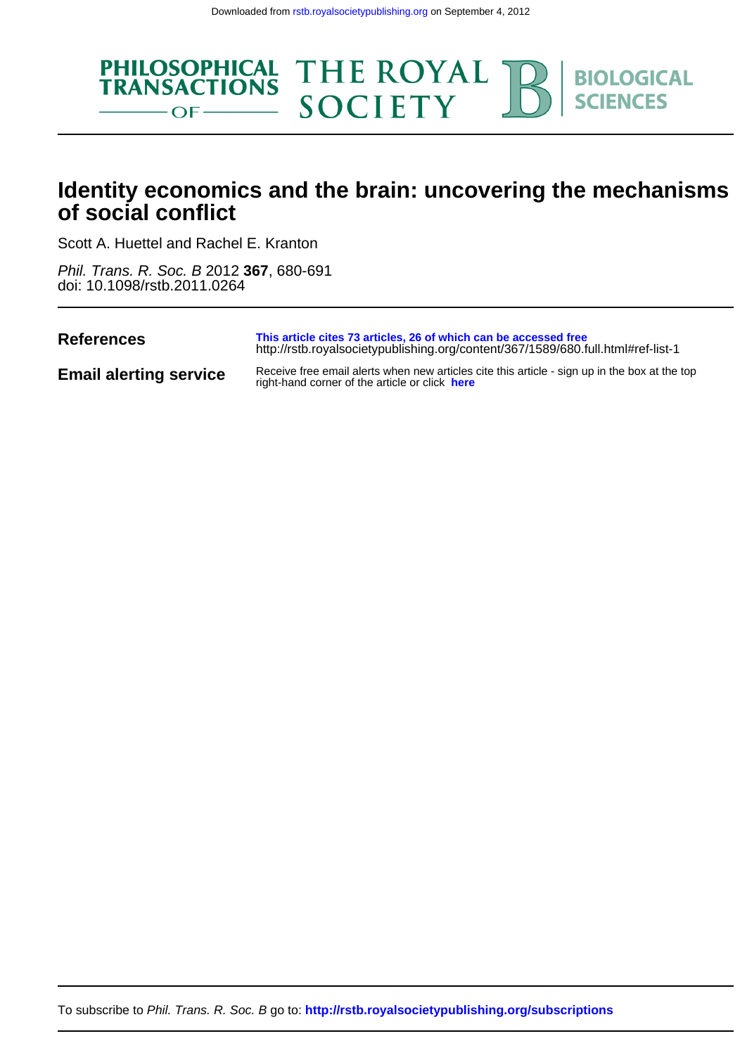Downloaded from rstb.royalsocietypublishing.org on September 4, 2012

PHILOSOPHICAL TRANSACTIONS OF THE ROYAL SOCIETY B BIOLOGICAL SCIENCES

# Identity economics and the brain: uncovering the mechanisms of social conflict

Scott A. Huettel and Rachel E. Kranton

*Phil. Trans. R. Soc. B* 2012 **367**, 680-691
doi: 10.1098/rstb.2011.0264

**References**
This article cites 73 articles, 26 of which can be accessed free
http://rstb.royalsocietypublishing.org/content/367/1589/680.full.html#ref-list-1

**Email alerting service**
Receive free email alerts when new articles cite this article - sign up in the box at the top right-hand corner of the article or click here

To subscribe to *Phil. Trans. R. Soc. B* go to: **http://rstb.royalsocietypublishing.org/subscriptions**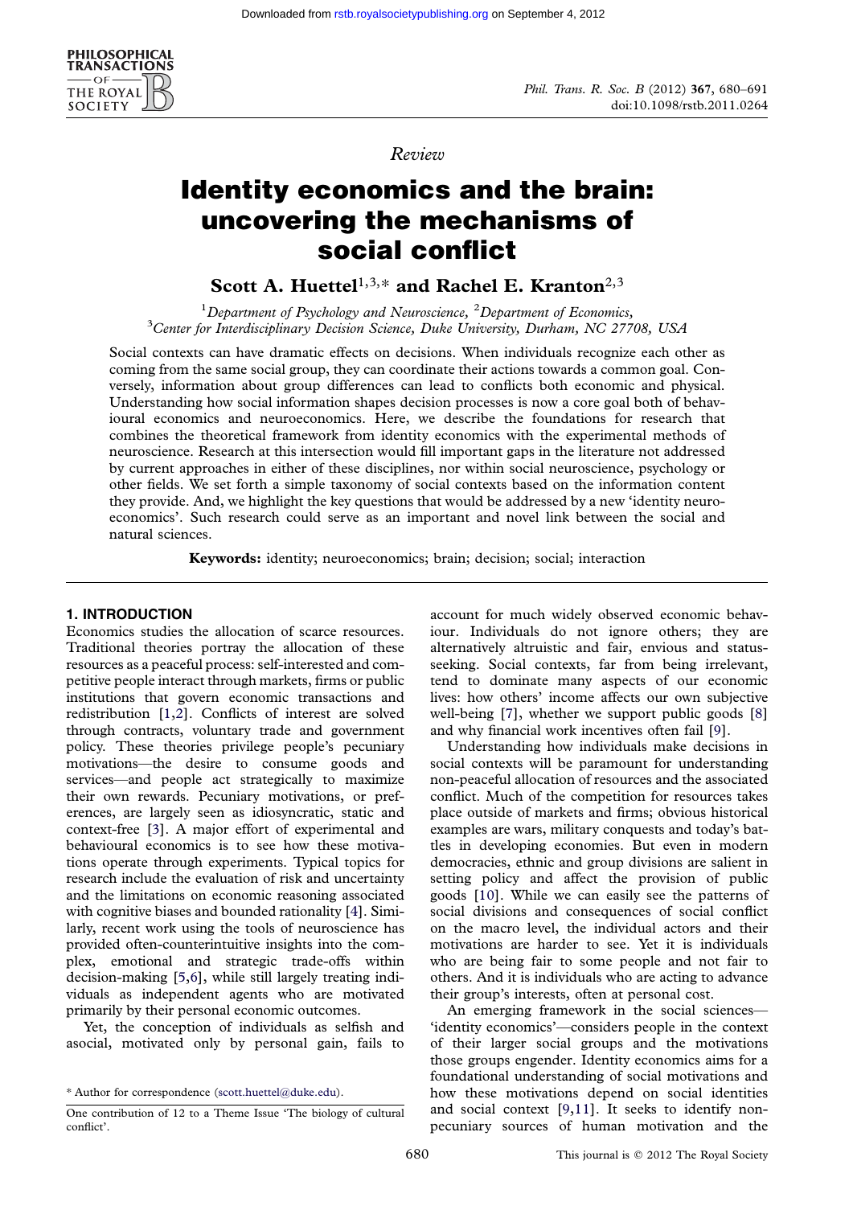*Review*

# Identity economics and the brain: uncovering the mechanisms of social conflict

**Scott A. Huettel**[1,3,*] **and Rachel E. Kranton**[2,3]

[1]*Department of Psychology and Neuroscience,* [2]*Department of Economics,* [3]*Center for Interdisciplinary Decision Science, Duke University, Durham, NC 27708, USA*

Social contexts can have dramatic effects on decisions. When individuals recognize each other as coming from the same social group, they can coordinate their actions towards a common goal. Conversely, information about group differences can lead to conflicts both economic and physical. Understanding how social information shapes decision processes is now a core goal both of behavioural economics and neuroeconomics. Here, we describe the foundations for research that combines the theoretical framework from identity economics with the experimental methods of neuroscience. Research at this intersection would fill important gaps in the literature not addressed by current approaches in either of these disciplines, nor within social neuroscience, psychology or other fields. We set forth a simple taxonomy of social contexts based on the information content they provide. And, we highlight the key questions that would be addressed by a new 'identity neuroeconomics'. Such research could serve as an important and novel link between the social and natural sciences.

**Keywords:** identity; neuroeconomics; brain; decision; social; interaction

## 1. INTRODUCTION

Economics studies the allocation of scarce resources. Traditional theories portray the allocation of these resources as a peaceful process: self-interested and competitive people interact through markets, firms or public institutions that govern economic transactions and redistribution [1,2]. Conflicts of interest are solved through contracts, voluntary trade and government policy. These theories privilege people's pecuniary motivations—the desire to consume goods and services—and people act strategically to maximize their own rewards. Pecuniary motivations, or preferences, are largely seen as idiosyncratic, static and context-free [3]. A major effort of experimental and behavioural economics is to see how these motivations operate through experiments. Typical topics for research include the evaluation of risk and uncertainty and the limitations on economic reasoning associated with cognitive biases and bounded rationality [4]. Similarly, recent work using the tools of neuroscience has provided often-counterintuitive insights into the complex, emotional and strategic trade-offs within decision-making [5,6], while still largely treating individuals as independent agents who are motivated primarily by their personal economic outcomes.

Yet, the conception of individuals as selfish and asocial, motivated only by personal gain, fails to account for much widely observed economic behaviour. Individuals do not ignore others; they are alternatively altruistic and fair, envious and status-seeking. Social contexts, far from being irrelevant, tend to dominate many aspects of our economic lives: how others' income affects our own subjective well-being [7], whether we support public goods [8] and why financial work incentives often fail [9].

Understanding how individuals make decisions in social contexts will be paramount for understanding non-peaceful allocation of resources and the associated conflict. Much of the competition for resources takes place outside of markets and firms; obvious historical examples are wars, military conquests and today's battles in developing economies. But even in modern democracies, ethnic and group divisions are salient in setting policy and affect the provision of public goods [10]. While we can easily see the patterns of social divisions and consequences of social conflict on the macro level, the individual actors and their motivations are harder to see. Yet it is individuals who are being fair to some people and not fair to others. And it is individuals who are acting to advance their group's interests, often at personal cost.

An emerging framework in the social sciences—'identity economics'—considers people in the context of their larger social groups and the motivations those groups engender. Identity economics aims for a foundational understanding of social motivations and how these motivations depend on social identities and social context [9,11]. It seeks to identify non-pecuniary sources of human motivation and the

\* Author for correspondence (scott.huettel@duke.edu).

One contribution of 12 to a Theme Issue 'The biology of cultural conflict'.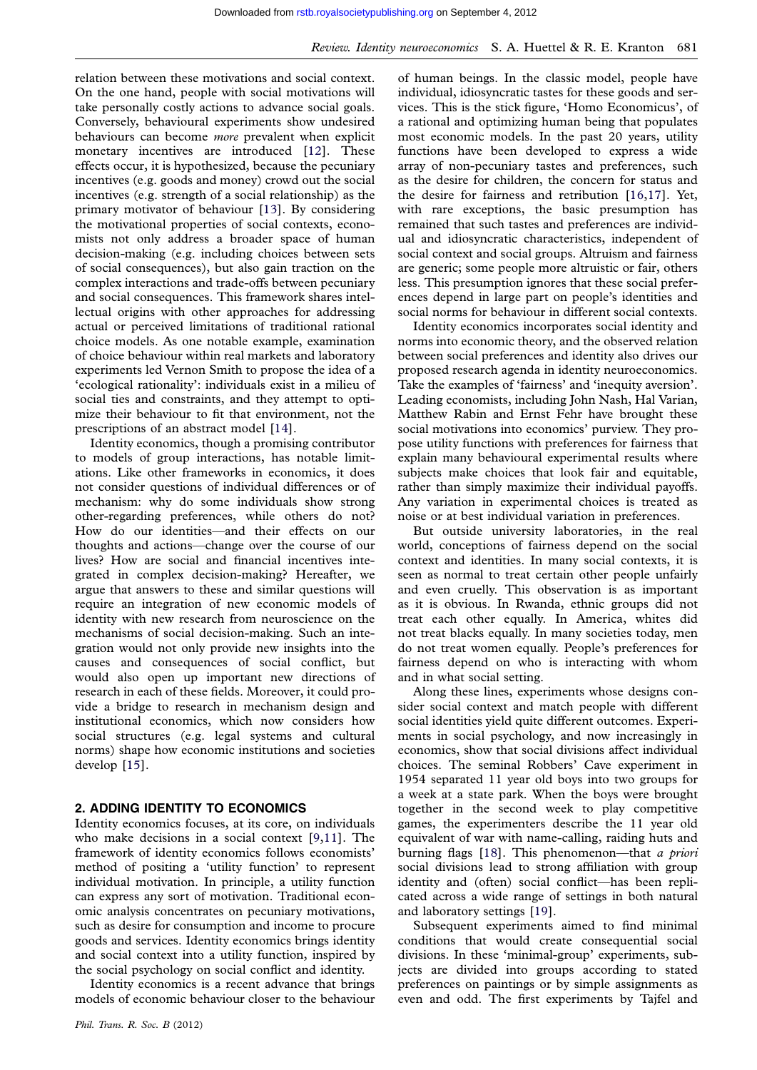relation between these motivations and social context. On the one hand, people with social motivations will take personally costly actions to advance social goals. Conversely, behavioural experiments show undesired behaviours can become *more* prevalent when explicit monetary incentives are introduced [12]. These effects occur, it is hypothesized, because the pecuniary incentives (e.g. goods and money) crowd out the social incentives (e.g. strength of a social relationship) as the primary motivator of behaviour [13]. By considering the motivational properties of social contexts, economists not only address a broader space of human decision-making (e.g. including choices between sets of social consequences), but also gain traction on the complex interactions and trade-offs between pecuniary and social consequences. This framework shares intellectual origins with other approaches for addressing actual or perceived limitations of traditional rational choice models. As one notable example, examination of choice behaviour within real markets and laboratory experiments led Vernon Smith to propose the idea of a 'ecological rationality': individuals exist in a milieu of social ties and constraints, and they attempt to optimize their behaviour to fit that environment, not the prescriptions of an abstract model [14].

Identity economics, though a promising contributor to models of group interactions, has notable limitations. Like other frameworks in economics, it does not consider questions of individual differences or of mechanism: why do some individuals show strong other-regarding preferences, while others do not? How do our identities—and their effects on our thoughts and actions—change over the course of our lives? How are social and financial incentives integrated in complex decision-making? Hereafter, we argue that answers to these and similar questions will require an integration of new economic models of identity with new research from neuroscience on the mechanisms of social decision-making. Such an integration would not only provide new insights into the causes and consequences of social conflict, but would also open up important new directions of research in each of these fields. Moreover, it could provide a bridge to research in mechanism design and institutional economics, which now considers how social structures (e.g. legal systems and cultural norms) shape how economic institutions and societies develop [15].

## 2. ADDING IDENTITY TO ECONOMICS

Identity economics focuses, at its core, on individuals who make decisions in a social context [9,11]. The framework of identity economics follows economists' method of positing a 'utility function' to represent individual motivation. In principle, a utility function can express any sort of motivation. Traditional economic analysis concentrates on pecuniary motivations, such as desire for consumption and income to procure goods and services. Identity economics brings identity and social context into a utility function, inspired by the social psychology on social conflict and identity.

Identity economics is a recent advance that brings models of economic behaviour closer to the behaviour of human beings. In the classic model, people have individual, idiosyncratic tastes for these goods and services. This is the stick figure, 'Homo Economicus', of a rational and optimizing human being that populates most economic models. In the past 20 years, utility functions have been developed to express a wide array of non-pecuniary tastes and preferences, such as the desire for children, the concern for status and the desire for fairness and retribution [16,17]. Yet, with rare exceptions, the basic presumption has remained that such tastes and preferences are individual and idiosyncratic characteristics, independent of social context and social groups. Altruism and fairness are generic; some people more altruistic or fair, others less. This presumption ignores that these social preferences depend in large part on people's identities and social norms for behaviour in different social contexts.

Identity economics incorporates social identity and norms into economic theory, and the observed relation between social preferences and identity also drives our proposed research agenda in identity neuroeconomics. Take the examples of 'fairness' and 'inequity aversion'. Leading economists, including John Nash, Hal Varian, Matthew Rabin and Ernst Fehr have brought these social motivations into economics' purview. They propose utility functions with preferences for fairness that explain many behavioural experimental results where subjects make choices that look fair and equitable, rather than simply maximize their individual payoffs. Any variation in experimental choices is treated as noise or at best individual variation in preferences.

But outside university laboratories, in the real world, conceptions of fairness depend on the social context and identities. In many social contexts, it is seen as normal to treat certain other people unfairly and even cruelly. This observation is as important as it is obvious. In Rwanda, ethnic groups did not treat each other equally. In America, whites did not treat blacks equally. In many societies today, men do not treat women equally. People's preferences for fairness depend on who is interacting with whom and in what social setting.

Along these lines, experiments whose designs consider social context and match people with different social identities yield quite different outcomes. Experiments in social psychology, and now increasingly in economics, show that social divisions affect individual choices. The seminal Robbers' Cave experiment in 1954 separated 11 year old boys into two groups for a week at a state park. When the boys were brought together in the second week to play competitive games, the experimenters describe the 11 year old equivalent of war with name-calling, raiding huts and burning flags [18]. This phenomenon—that *a priori* social divisions lead to strong affiliation with group identity and (often) social conflict—has been replicated across a wide range of settings in both natural and laboratory settings [19].

Subsequent experiments aimed to find minimal conditions that would create consequential social divisions. In these 'minimal-group' experiments, subjects are divided into groups according to stated preferences on paintings or by simple assignments as even and odd. The first experiments by Tajfel and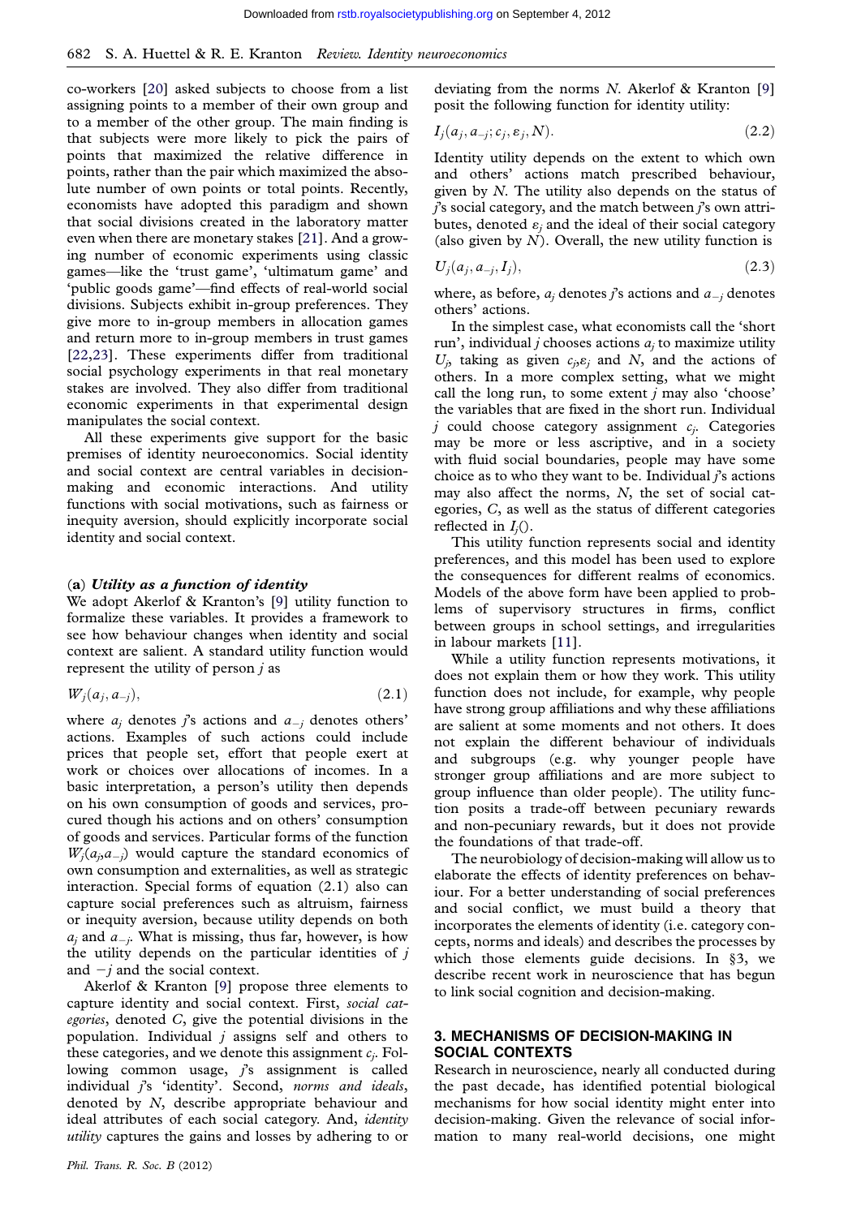co-workers [20] asked subjects to choose from a list assigning points to a member of their own group and to a member of the other group. The main finding is that subjects were more likely to pick the pairs of points that maximized the relative difference in points, rather than the pair which maximized the absolute number of own points or total points. Recently, economists have adopted this paradigm and shown that social divisions created in the laboratory matter even when there are monetary stakes [21]. And a growing number of economic experiments using classic games—like the 'trust game', 'ultimatum game' and 'public goods game'—find effects of real-world social divisions. Subjects exhibit in-group preferences. They give more to in-group members in allocation games and return more to in-group members in trust games [22,23]. These experiments differ from traditional social psychology experiments in that real monetary stakes are involved. They also differ from traditional economic experiments in that experimental design manipulates the social context.

All these experiments give support for the basic premises of identity neuroeconomics. Social identity and social context are central variables in decision-making and economic interactions. And utility functions with social motivations, such as fairness or inequity aversion, should explicitly incorporate social identity and social context.

### (a) *Utility as a function of identity*

We adopt Akerlof & Kranton's [9] utility function to formalize these variables. It provides a framework to see how behaviour changes when identity and social context are salient. A standard utility function would represent the utility of person $j$ as

$$W_j(a_j, a_{-j}), \tag{2.1}$$

where $a_j$ denotes $j$'s actions and $a_{-j}$ denotes others' actions. Examples of such actions could include prices that people set, effort that people exert at work or choices over allocations of incomes. In a basic interpretation, a person's utility then depends on his own consumption of goods and services, procured though his actions and on others' consumption of goods and services. Particular forms of the function $W_j(a_j, a_{-j})$ would capture the standard economics of own consumption and externalities, as well as strategic interaction. Special forms of equation (2.1) also can capture social preferences such as altruism, fairness or inequity aversion, because utility depends on both $a_j$ and $a_{-j}$. What is missing, thus far, however, is how the utility depends on the particular identities of $j$ and $-j$ and the social context.

Akerlof & Kranton [9] propose three elements to capture identity and social context. First, *social categories*, denoted $C$, give the potential divisions in the population. Individual $j$ assigns self and others to these categories, and we denote this assignment $c_j$. Following common usage, $j$'s assignment is called individual $j$'s 'identity'. Second, *norms and ideals*, denoted by $N$, describe appropriate behaviour and ideal attributes of each social category. And, *identity utility* captures the gains and losses by adhering to or deviating from the norms $N$. Akerlof & Kranton [9] posit the following function for identity utility:

$$I_j(a_j, a_{-j}; c_j, \varepsilon_j, N). \tag{2.2}$$

Identity utility depends on the extent to which own and others' actions match prescribed behaviour, given by $N$. The utility also depends on the status of $j$'s social category, and the match between $j$'s own attributes, denoted $\varepsilon_j$ and the ideal of their social category (also given by $N$). Overall, the new utility function is

$$U_j(a_j, a_{-j}, I_j), \tag{2.3}$$

where, as before, $a_j$ denotes $j$'s actions and $a_{-j}$ denotes others' actions.

In the simplest case, what economists call the 'short run', individual $j$ chooses actions $a_j$ to maximize utility $U_j$, taking as given $c_j, \varepsilon_j$ and $N$, and the actions of others. In a more complex setting, what we might call the long run, to some extent $j$ may also 'choose' the variables that are fixed in the short run. Individual $j$ could choose category assignment $c_j$. Categories may be more or less ascriptive, and in a society with fluid social boundaries, people may have some choice as to who they want to be. Individual $j$'s actions may also affect the norms, $N$, the set of social categories, $C$, as well as the status of different categories reflected in $I_j()$.

This utility function represents social and identity preferences, and this model has been used to explore the consequences for different realms of economics. Models of the above form have been applied to problems of supervisory structures in firms, conflict between groups in school settings, and irregularities in labour markets [11].

While a utility function represents motivations, it does not explain them or how they work. This utility function does not include, for example, why people have strong group affiliations and why these affiliations are salient at some moments and not others. It does not explain the different behaviour of individuals and subgroups (e.g. why younger people have stronger group affiliations and are more subject to group influence than older people). The utility function posits a trade-off between pecuniary rewards and non-pecuniary rewards, but it does not provide the foundations of that trade-off.

The neurobiology of decision-making will allow us to elaborate the effects of identity preferences on behaviour. For a better understanding of social preferences and social conflict, we must build a theory that incorporates the elements of identity (i.e. category concepts, norms and ideals) and describes the processes by which those elements guide decisions. In §3, we describe recent work in neuroscience that has begun to link social cognition and decision-making.

## 3. MECHANISMS OF DECISION-MAKING IN SOCIAL CONTEXTS

Research in neuroscience, nearly all conducted during the past decade, has identified potential biological mechanisms for how social identity might enter into decision-making. Given the relevance of social information to many real-world decisions, one might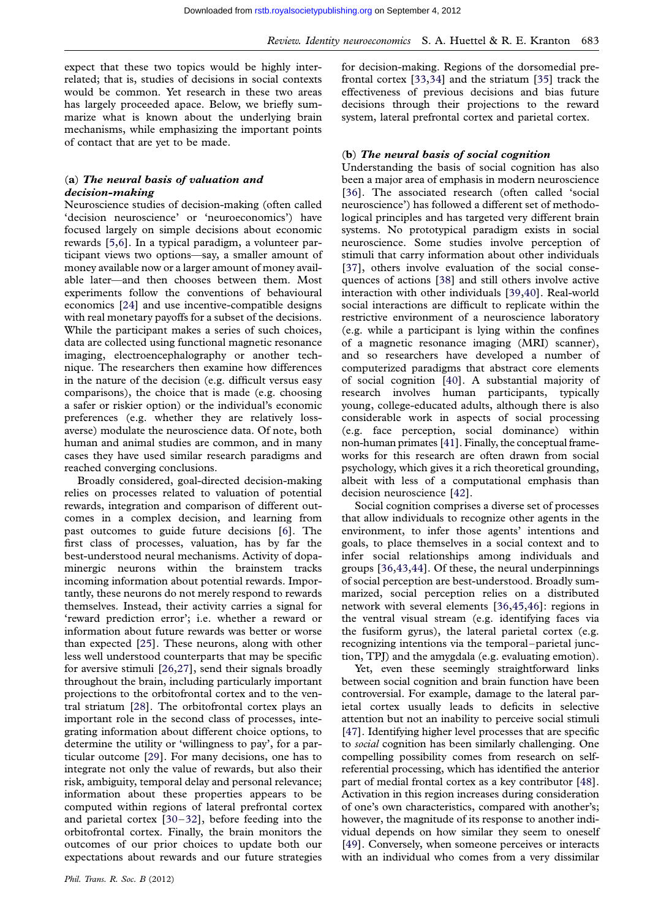expect that these two topics would be highly interrelated; that is, studies of decisions in social contexts would be common. Yet research in these two areas has largely proceeded apace. Below, we briefly summarize what is known about the underlying brain mechanisms, while emphasizing the important points of contact that are yet to be made.

### (a) *The neural basis of valuation and decision-making*

Neuroscience studies of decision-making (often called 'decision neuroscience' or 'neuroeconomics') have focused largely on simple decisions about economic rewards [5,6]. In a typical paradigm, a volunteer participant views two options—say, a smaller amount of money available now or a larger amount of money available later—and then chooses between them. Most experiments follow the conventions of behavioural economics [24] and use incentive-compatible designs with real monetary payoffs for a subset of the decisions. While the participant makes a series of such choices, data are collected using functional magnetic resonance imaging, electroencephalography or another technique. The researchers then examine how differences in the nature of the decision (e.g. difficult versus easy comparisons), the choice that is made (e.g. choosing a safer or riskier option) or the individual's economic preferences (e.g. whether they are relatively loss-averse) modulate the neuroscience data. Of note, both human and animal studies are common, and in many cases they have used similar research paradigms and reached converging conclusions.

Broadly considered, goal-directed decision-making relies on processes related to valuation of potential rewards, integration and comparison of different outcomes in a complex decision, and learning from past outcomes to guide future decisions [6]. The first class of processes, valuation, has by far the best-understood neural mechanisms. Activity of dopaminergic neurons within the brainstem tracks incoming information about potential rewards. Importantly, these neurons do not merely respond to rewards themselves. Instead, their activity carries a signal for 'reward prediction error'; i.e. whether a reward or information about future rewards was better or worse than expected [25]. These neurons, along with other less well understood counterparts that may be specific for aversive stimuli [26,27], send their signals broadly throughout the brain, including particularly important projections to the orbitofrontal cortex and to the ventral striatum [28]. The orbitofrontal cortex plays an important role in the second class of processes, integrating information about different choice options, to determine the utility or 'willingness to pay', for a particular outcome [29]. For many decisions, one has to integrate not only the value of rewards, but also their risk, ambiguity, temporal delay and personal relevance; information about these properties appears to be computed within regions of lateral prefrontal cortex and parietal cortex [30–32], before feeding into the orbitofrontal cortex. Finally, the brain monitors the outcomes of our prior choices to update both our expectations about rewards and our future strategies for decision-making. Regions of the dorsomedial prefrontal cortex [33,34] and the striatum [35] track the effectiveness of previous decisions and bias future decisions through their projections to the reward system, lateral prefrontal cortex and parietal cortex.

### (b) *The neural basis of social cognition*

Understanding the basis of social cognition has also been a major area of emphasis in modern neuroscience [36]. The associated research (often called 'social neuroscience') has followed a different set of methodological principles and has targeted very different brain systems. No prototypical paradigm exists in social neuroscience. Some studies involve perception of stimuli that carry information about other individuals [37], others involve evaluation of the social consequences of actions [38] and still others involve active interaction with other individuals [39,40]. Real-world social interactions are difficult to replicate within the restrictive environment of a neuroscience laboratory (e.g. while a participant is lying within the confines of a magnetic resonance imaging (MRI) scanner), and so researchers have developed a number of computerized paradigms that abstract core elements of social cognition [40]. A substantial majority of research involves human participants, typically young, college-educated adults, although there is also considerable work in aspects of social processing (e.g. face perception, social dominance) within non-human primates [41]. Finally, the conceptual frameworks for this research are often drawn from social psychology, which gives it a rich theoretical grounding, albeit with less of a computational emphasis than decision neuroscience [42].

Social cognition comprises a diverse set of processes that allow individuals to recognize other agents in the environment, to infer those agents' intentions and goals, to place themselves in a social context and to infer social relationships among individuals and groups [36,43,44]. Of these, the neural underpinnings of social perception are best-understood. Broadly summarized, social perception relies on a distributed network with several elements [36,45,46]: regions in the ventral visual stream (e.g. identifying faces via the fusiform gyrus), the lateral parietal cortex (e.g. recognizing intentions via the temporal–parietal junction, TPJ) and the amygdala (e.g. evaluating emotion).

Yet, even these seemingly straightforward links between social cognition and brain function have been controversial. For example, damage to the lateral parietal cortex usually leads to deficits in selective attention but not an inability to perceive social stimuli [47]. Identifying higher level processes that are specific to *social* cognition has been similarly challenging. One compelling possibility comes from research on self-referential processing, which has identified the anterior part of medial frontal cortex as a key contributor [48]. Activation in this region increases during consideration of one's own characteristics, compared with another's; however, the magnitude of its response to another individual depends on how similar they seem to oneself [49]. Conversely, when someone perceives or interacts with an individual who comes from a very dissimilar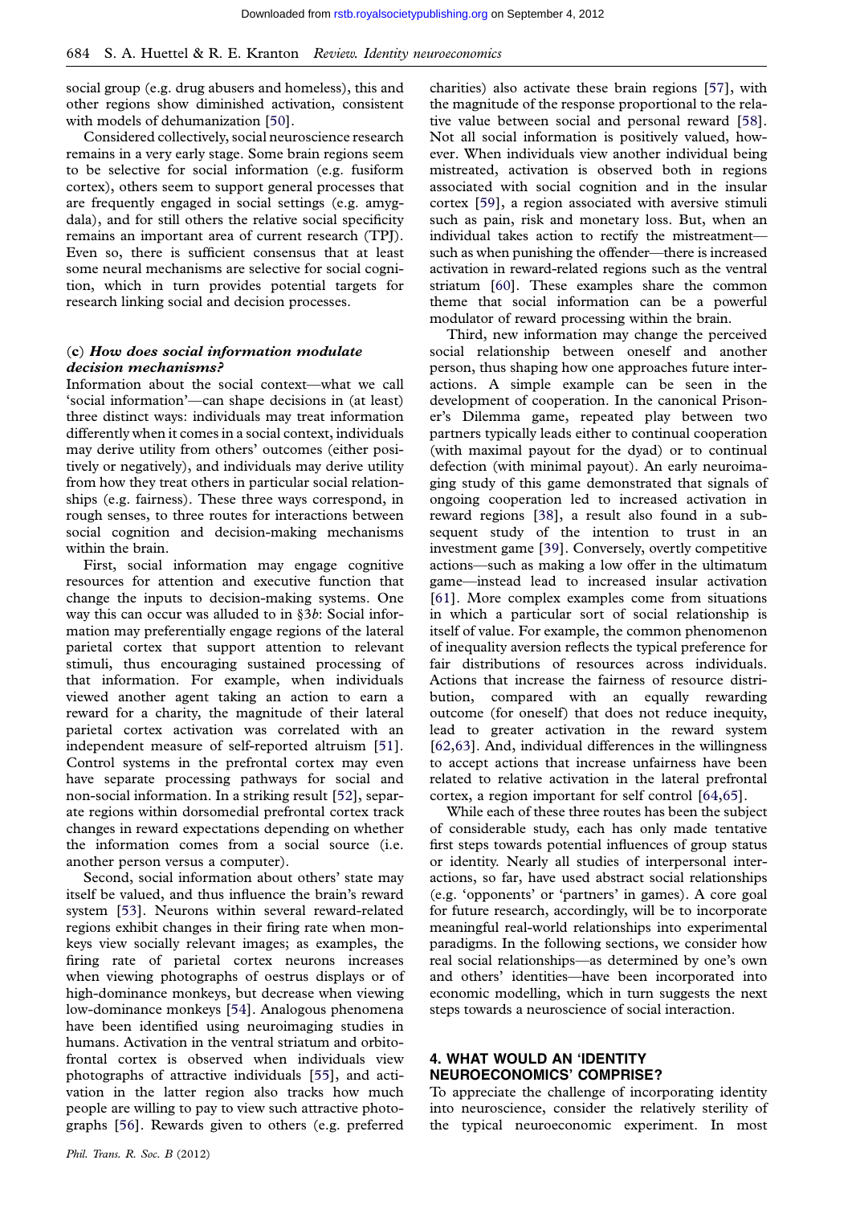social group (e.g. drug abusers and homeless), this and other regions show diminished activation, consistent with models of dehumanization [50].

Considered collectively, social neuroscience research remains in a very early stage. Some brain regions seem to be selective for social information (e.g. fusiform cortex), others seem to support general processes that are frequently engaged in social settings (e.g. amygdala), and for still others the relative social specificity remains an important area of current research (TPJ). Even so, there is sufficient consensus that at least some neural mechanisms are selective for social cognition, which in turn provides potential targets for research linking social and decision processes.

### (c) *How does social information modulate decision mechanisms?*

Information about the social context—what we call 'social information'—can shape decisions in (at least) three distinct ways: individuals may treat information differently when it comes in a social context, individuals may derive utility from others' outcomes (either positively or negatively), and individuals may derive utility from how they treat others in particular social relationships (e.g. fairness). These three ways correspond, in rough senses, to three routes for interactions between social cognition and decision-making mechanisms within the brain.

First, social information may engage cognitive resources for attention and executive function that change the inputs to decision-making systems. One way this can occur was alluded to in §3*b*: Social information may preferentially engage regions of the lateral parietal cortex that support attention to relevant stimuli, thus encouraging sustained processing of that information. For example, when individuals viewed another agent taking an action to earn a reward for a charity, the magnitude of their lateral parietal cortex activation was correlated with an independent measure of self-reported altruism [51]. Control systems in the prefrontal cortex may even have separate processing pathways for social and non-social information. In a striking result [52], separate regions within dorsomedial prefrontal cortex track changes in reward expectations depending on whether the information comes from a social source (i.e. another person versus a computer).

Second, social information about others' state may itself be valued, and thus influence the brain's reward system [53]. Neurons within several reward-related regions exhibit changes in their firing rate when monkeys view socially relevant images; as examples, the firing rate of parietal cortex neurons increases when viewing photographs of oestrus displays or of high-dominance monkeys, but decrease when viewing low-dominance monkeys [54]. Analogous phenomena have been identified using neuroimaging studies in humans. Activation in the ventral striatum and orbitofrontal cortex is observed when individuals view photographs of attractive individuals [55], and activation in the latter region also tracks how much people are willing to pay to view such attractive photographs [56]. Rewards given to others (e.g. preferred charities) also activate these brain regions [57], with the magnitude of the response proportional to the relative value between social and personal reward [58]. Not all social information is positively valued, however. When individuals view another individual being mistreated, activation is observed both in regions associated with social cognition and in the insular cortex [59], a region associated with aversive stimuli such as pain, risk and monetary loss. But, when an individual takes action to rectify the mistreatment—such as when punishing the offender—there is increased activation in reward-related regions such as the ventral striatum [60]. These examples share the common theme that social information can be a powerful modulator of reward processing within the brain.

Third, new information may change the perceived social relationship between oneself and another person, thus shaping how one approaches future interactions. A simple example can be seen in the development of cooperation. In the canonical Prisoner's Dilemma game, repeated play between two partners typically leads either to continual cooperation (with maximal payout for the dyad) or to continual defection (with minimal payout). An early neuroimaging study of this game demonstrated that signals of ongoing cooperation led to increased activation in reward regions [38], a result also found in a subsequent study of the intention to trust in an investment game [39]. Conversely, overtly competitive actions—such as making a low offer in the ultimatum game—instead lead to increased insular activation [61]. More complex examples come from situations in which a particular sort of social relationship is itself of value. For example, the common phenomenon of inequality aversion reflects the typical preference for fair distributions of resources across individuals. Actions that increase the fairness of resource distribution, compared with an equally rewarding outcome (for oneself) that does not reduce inequity, lead to greater activation in the reward system [62,63]. And, individual differences in the willingness to accept actions that increase unfairness have been related to relative activation in the lateral prefrontal cortex, a region important for self control [64,65].

While each of these three routes has been the subject of considerable study, each has only made tentative first steps towards potential influences of group status or identity. Nearly all studies of interpersonal interactions, so far, have used abstract social relationships (e.g. 'opponents' or 'partners' in games). A core goal for future research, accordingly, will be to incorporate meaningful real-world relationships into experimental paradigms. In the following sections, we consider how real social relationships—as determined by one's own and others' identities—have been incorporated into economic modelling, which in turn suggests the next steps towards a neuroscience of social interaction.

## 4. WHAT WOULD AN 'IDENTITY NEUROECONOMICS' COMPRISE?

To appreciate the challenge of incorporating identity into neuroscience, consider the relatively sterility of the typical neuroeconomic experiment. In most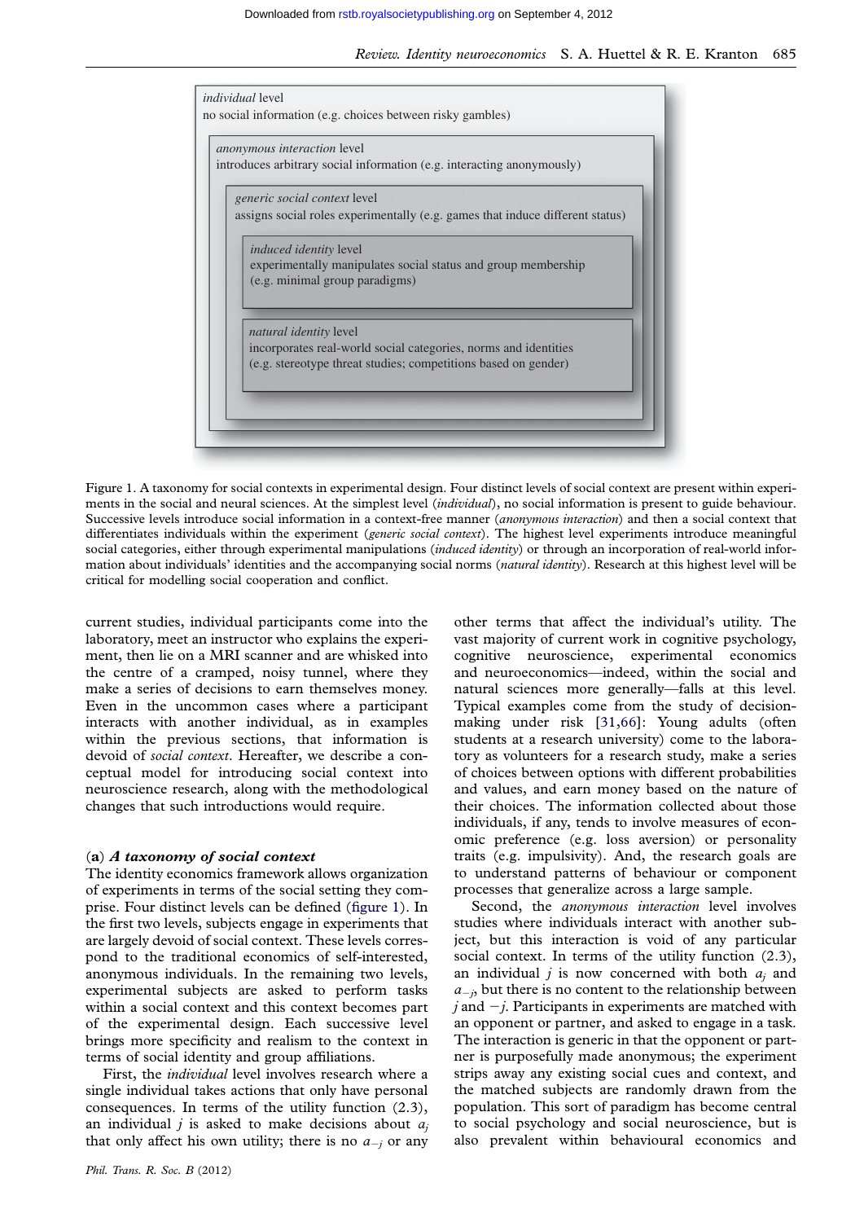*individual* level
no social information (e.g. choices between risky gambles)

*anonymous interaction* level
introduces arbitrary social information (e.g. interacting anonymously)

*generic social context* level
assigns social roles experimentally (e.g. games that induce different status)

*induced identity* level
experimentally manipulates social status and group membership
(e.g. minimal group paradigms)

*natural identity* level
incorporates real-world social categories, norms and identities
(e.g. stereotype threat studies; competitions based on gender)

Figure 1. A taxonomy for social contexts in experimental design. Four distinct levels of social context are present within experiments in the social and neural sciences. At the simplest level (*individual*), no social information is present to guide behaviour. Successive levels introduce social information in a context-free manner (*anonymous interaction*) and then a social context that differentiates individuals within the experiment (*generic social context*). The highest level experiments introduce meaningful social categories, either through experimental manipulations (*induced identity*) or through an incorporation of real-world information about individuals' identities and the accompanying social norms (*natural identity*). Research at this highest level will be critical for modelling social cooperation and conflict.

current studies, individual participants come into the laboratory, meet an instructor who explains the experiment, then lie on a MRI scanner and are whisked into the centre of a cramped, noisy tunnel, where they make a series of decisions to earn themselves money. Even in the uncommon cases where a participant interacts with another individual, as in examples within the previous sections, that information is devoid of *social context*. Hereafter, we describe a conceptual model for introducing social context into neuroscience research, along with the methodological changes that such introductions would require.

### (a) *A taxonomy of social context*

The identity economics framework allows organization of experiments in terms of the social setting they comprise. Four distinct levels can be defined (figure 1). In the first two levels, subjects engage in experiments that are largely devoid of social context. These levels correspond to the traditional economics of self-interested, anonymous individuals. In the remaining two levels, experimental subjects are asked to perform tasks within a social context and this context becomes part of the experimental design. Each successive level brings more specificity and realism to the context in terms of social identity and group affiliations.

First, the *individual* level involves research where a single individual takes actions that only have personal consequences. In terms of the utility function (2.3), an individual $j$ is asked to make decisions about $a_j$ that only affect his own utility; there is no $a_{-j}$ or any other terms that affect the individual's utility. The vast majority of current work in cognitive psychology, cognitive neuroscience, experimental economics and neuroeconomics—indeed, within the social and natural sciences more generally—falls at this level. Typical examples come from the study of decision-making under risk [31,66]: Young adults (often students at a research university) come to the laboratory as volunteers for a research study, make a series of choices between options with different probabilities and values, and earn money based on the nature of their choices. The information collected about those individuals, if any, tends to involve measures of economic preference (e.g. loss aversion) or personality traits (e.g. impulsivity). And, the research goals are to understand patterns of behaviour or component processes that generalize across a large sample.

Second, the *anonymous interaction* level involves studies where individuals interact with another subject, but this interaction is void of any particular social context. In terms of the utility function (2.3), an individual $j$ is now concerned with both $a_j$ and $a_{-j}$, but there is no content to the relationship between $j$ and $-j$. Participants in experiments are matched with an opponent or partner, and asked to engage in a task. The interaction is generic in that the opponent or partner is purposefully made anonymous; the experiment strips away any existing social cues and context, and the matched subjects are randomly drawn from the population. This sort of paradigm has become central to social psychology and social neuroscience, but is also prevalent within behavioural economics and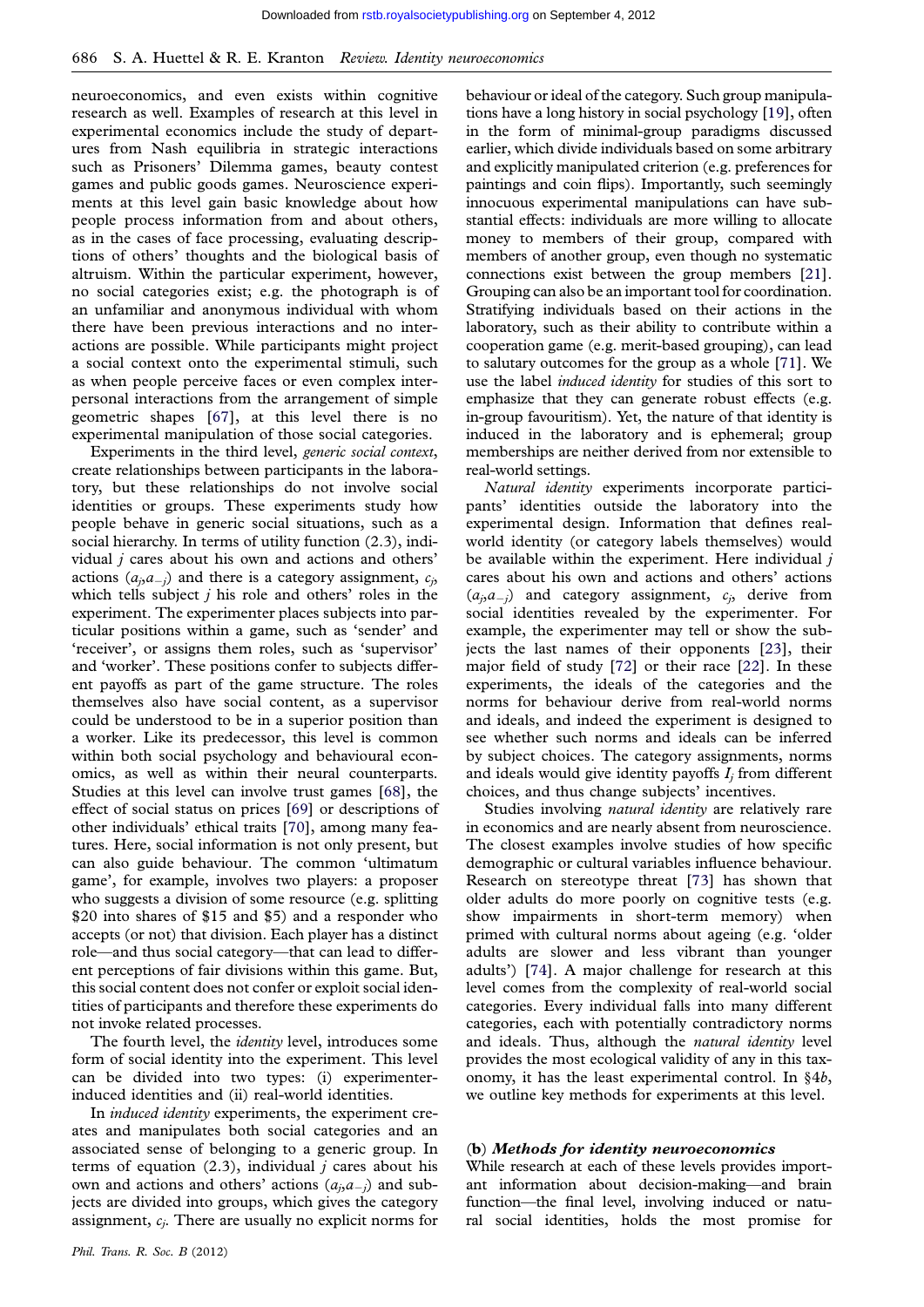neuroeconomics, and even exists within cognitive research as well. Examples of research at this level in experimental economics include the study of departures from Nash equilibria in strategic interactions such as Prisoners' Dilemma games, beauty contest games and public goods games. Neuroscience experiments at this level gain basic knowledge about how people process information from and about others, as in the cases of face processing, evaluating descriptions of others' thoughts and the biological basis of altruism. Within the particular experiment, however, no social categories exist; e.g. the photograph is of an unfamiliar and anonymous individual with whom there have been previous interactions and no interactions are possible. While participants might project a social context onto the experimental stimuli, such as when people perceive faces or even complex interpersonal interactions from the arrangement of simple geometric shapes [67], at this level there is no experimental manipulation of those social categories.

Experiments in the third level, *generic social context*, create relationships between participants in the laboratory, but these relationships do not involve social identities or groups. These experiments study how people behave in generic social situations, such as a social hierarchy. In terms of utility function (2.3), individual $j$ cares about his own and actions and others' actions $(a_j, a_{-j})$ and there is a category assignment, $c_j$, which tells subject $j$ his role and others' roles in the experiment. The experimenter places subjects into particular positions within a game, such as 'sender' and 'receiver', or assigns them roles, such as 'supervisor' and 'worker'. These positions confer to subjects different payoffs as part of the game structure. The roles themselves also have social content, as a supervisor could be understood to be in a superior position than a worker. Like its predecessor, this level is common within both social psychology and behavioural economics, as well as within their neural counterparts. Studies at this level can involve trust games [68], the effect of social status on prices [69] or descriptions of other individuals' ethical traits [70], among many features. Here, social information is not only present, but can also guide behaviour. The common 'ultimatum game', for example, involves two players: a proposer who suggests a division of some resource (e.g. splitting \$20 into shares of \$15 and \$5) and a responder who accepts (or not) that division. Each player has a distinct role—and thus social category—that can lead to different perceptions of fair divisions within this game. But, this social content does not confer or exploit social identities of participants and therefore these experiments do not invoke related processes.

The fourth level, the *identity* level, introduces some form of social identity into the experiment. This level can be divided into two types: (i) experimenter-induced identities and (ii) real-world identities.

In *induced identity* experiments, the experiment creates and manipulates both social categories and an associated sense of belonging to a generic group. In terms of equation (2.3), individual $j$ cares about his own and actions and others' actions $(a_j, a_{-j})$ and subjects are divided into groups, which gives the category assignment, $c_j$. There are usually no explicit norms for behaviour or ideal of the category. Such group manipulations have a long history in social psychology [19], often in the form of minimal-group paradigms discussed earlier, which divide individuals based on some arbitrary and explicitly manipulated criterion (e.g. preferences for paintings and coin flips). Importantly, such seemingly innocuous experimental manipulations can have substantial effects: individuals are more willing to allocate money to members of their group, compared with members of another group, even though no systematic connections exist between the group members [21]. Grouping can also be an important tool for coordination. Stratifying individuals based on their actions in the laboratory, such as their ability to contribute within a cooperation game (e.g. merit-based grouping), can lead to salutary outcomes for the group as a whole [71]. We use the label *induced identity* for studies of this sort to emphasize that they can generate robust effects (e.g. in-group favouritism). Yet, the nature of that identity is induced in the laboratory and is ephemeral; group memberships are neither derived from nor extensible to real-world settings.

*Natural identity* experiments incorporate participants' identities outside the laboratory into the experimental design. Information that defines real-world identity (or category labels themselves) would be available within the experiment. Here individual $j$ cares about his own and actions and others' actions $(a_j, a_{-j})$ and category assignment, $c_j$, derive from social identities revealed by the experimenter. For example, the experimenter may tell or show the subjects the last names of their opponents [23], their major field of study [72] or their race [22]. In these experiments, the ideals of the categories and the norms for behaviour derive from real-world norms and ideals, and indeed the experiment is designed to see whether such norms and ideals can be inferred by subject choices. The category assignments, norms and ideals would give identity payoffs $I_j$ from different choices, and thus change subjects' incentives.

Studies involving *natural identity* are relatively rare in economics and are nearly absent from neuroscience. The closest examples involve studies of how specific demographic or cultural variables influence behaviour. Research on stereotype threat [73] has shown that older adults do more poorly on cognitive tests (e.g. show impairments in short-term memory) when primed with cultural norms about ageing (e.g. 'older adults are slower and less vibrant than younger adults') [74]. A major challenge for research at this level comes from the complexity of real-world social categories. Every individual falls into many different categories, each with potentially contradictory norms and ideals. Thus, although the *natural identity* level provides the most ecological validity of any in this taxonomy, it has the least experimental control. In §4*b*, we outline key methods for experiments at this level.

### (b) *Methods for identity neuroeconomics*

While research at each of these levels provides important information about decision-making—and brain function—the final level, involving induced or natural social identities, holds the most promise for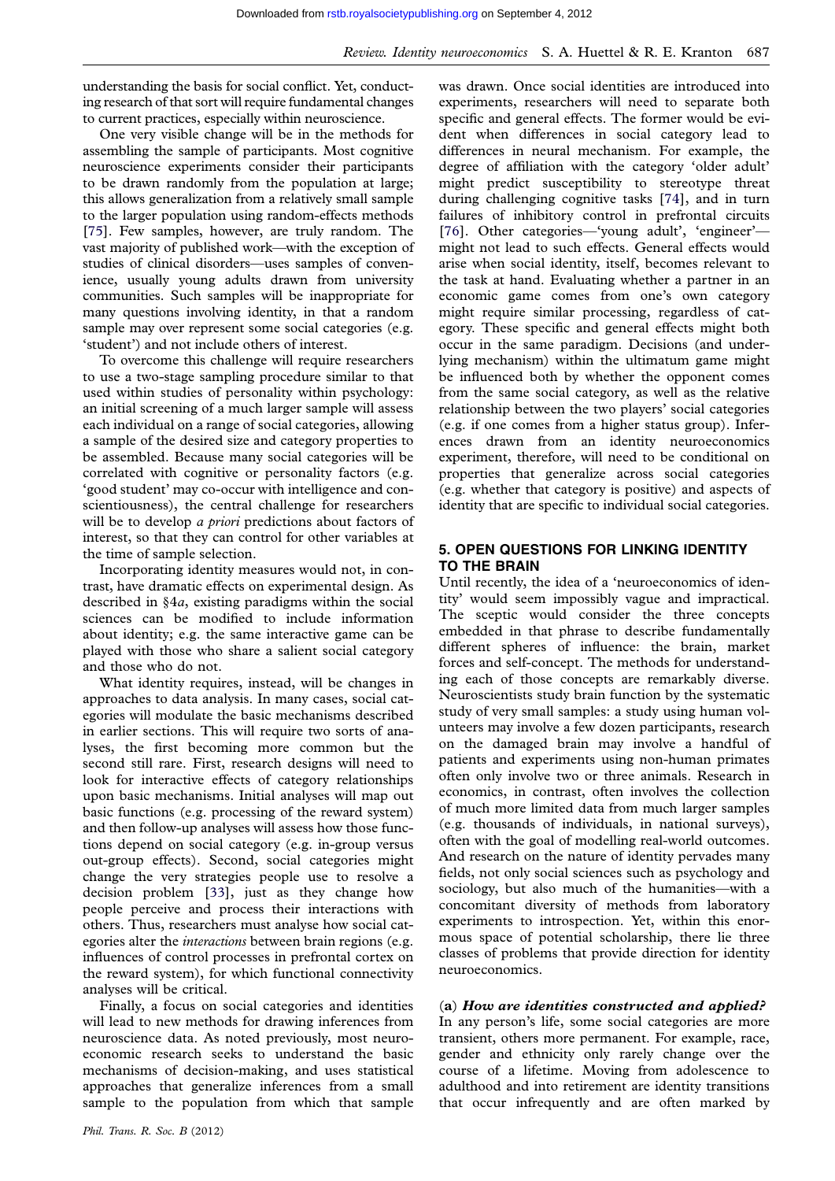understanding the basis for social conflict. Yet, conducting research of that sort will require fundamental changes to current practices, especially within neuroscience.

One very visible change will be in the methods for assembling the sample of participants. Most cognitive neuroscience experiments consider their participants to be drawn randomly from the population at large; this allows generalization from a relatively small sample to the larger population using random-effects methods [75]. Few samples, however, are truly random. The vast majority of published work—with the exception of studies of clinical disorders—uses samples of convenience, usually young adults drawn from university communities. Such samples will be inappropriate for many questions involving identity, in that a random sample may over represent some social categories (e.g. 'student') and not include others of interest.

To overcome this challenge will require researchers to use a two-stage sampling procedure similar to that used within studies of personality within psychology: an initial screening of a much larger sample will assess each individual on a range of social categories, allowing a sample of the desired size and category properties to be assembled. Because many social categories will be correlated with cognitive or personality factors (e.g. 'good student' may co-occur with intelligence and conscientiousness), the central challenge for researchers will be to develop *a priori* predictions about factors of interest, so that they can control for other variables at the time of sample selection.

Incorporating identity measures would not, in contrast, have dramatic effects on experimental design. As described in §4*a*, existing paradigms within the social sciences can be modified to include information about identity; e.g. the same interactive game can be played with those who share a salient social category and those who do not.

What identity requires, instead, will be changes in approaches to data analysis. In many cases, social categories will modulate the basic mechanisms described in earlier sections. This will require two sorts of analyses, the first becoming more common but the second still rare. First, research designs will need to look for interactive effects of category relationships upon basic mechanisms. Initial analyses will map out basic functions (e.g. processing of the reward system) and then follow-up analyses will assess how those functions depend on social category (e.g. in-group versus out-group effects). Second, social categories might change the very strategies people use to resolve a decision problem [33], just as they change how people perceive and process their interactions with others. Thus, researchers must analyse how social categories alter the *interactions* between brain regions (e.g. influences of control processes in prefrontal cortex on the reward system), for which functional connectivity analyses will be critical.

Finally, a focus on social categories and identities will lead to new methods for drawing inferences from neuroscience data. As noted previously, most neuroeconomic research seeks to understand the basic mechanisms of decision-making, and uses statistical approaches that generalize inferences from a small sample to the population from which that sample was drawn. Once social identities are introduced into experiments, researchers will need to separate both specific and general effects. The former would be evident when differences in social category lead to differences in neural mechanism. For example, the degree of affiliation with the category 'older adult' might predict susceptibility to stereotype threat during challenging cognitive tasks [74], and in turn failures of inhibitory control in prefrontal circuits [76]. Other categories—'young adult', 'engineer'—might not lead to such effects. General effects would arise when social identity, itself, becomes relevant to the task at hand. Evaluating whether a partner in an economic game comes from one's own category might require similar processing, regardless of category. These specific and general effects might both occur in the same paradigm. Decisions (and underlying mechanism) within the ultimatum game might be influenced both by whether the opponent comes from the same social category, as well as the relative relationship between the two players' social categories (e.g. if one comes from a higher status group). Inferences drawn from an identity neuroeconomics experiment, therefore, will need to be conditional on properties that generalize across social categories (e.g. whether that category is positive) and aspects of identity that are specific to individual social categories.

## 5. OPEN QUESTIONS FOR LINKING IDENTITY TO THE BRAIN

Until recently, the idea of a 'neuroeconomics of identity' would seem impossibly vague and impractical. The sceptic would consider the three concepts embedded in that phrase to describe fundamentally different spheres of influence: the brain, market forces and self-concept. The methods for understanding each of those concepts are remarkably diverse. Neuroscientists study brain function by the systematic study of very small samples: a study using human volunteers may involve a few dozen participants, research on the damaged brain may involve a handful of patients and experiments using non-human primates often only involve two or three animals. Research in economics, in contrast, often involves the collection of much more limited data from much larger samples (e.g. thousands of individuals, in national surveys), often with the goal of modelling real-world outcomes. And research on the nature of identity pervades many fields, not only social sciences such as psychology and sociology, but also much of the humanities—with a concomitant diversity of methods from laboratory experiments to introspection. Yet, within this enormous space of potential scholarship, there lie three classes of problems that provide direction for identity neuroeconomics.

### (a) *How are identities constructed and applied?*

In any person's life, some social categories are more transient, others more permanent. For example, race, gender and ethnicity only rarely change over the course of a lifetime. Moving from adolescence to adulthood and into retirement are identity transitions that occur infrequently and are often marked by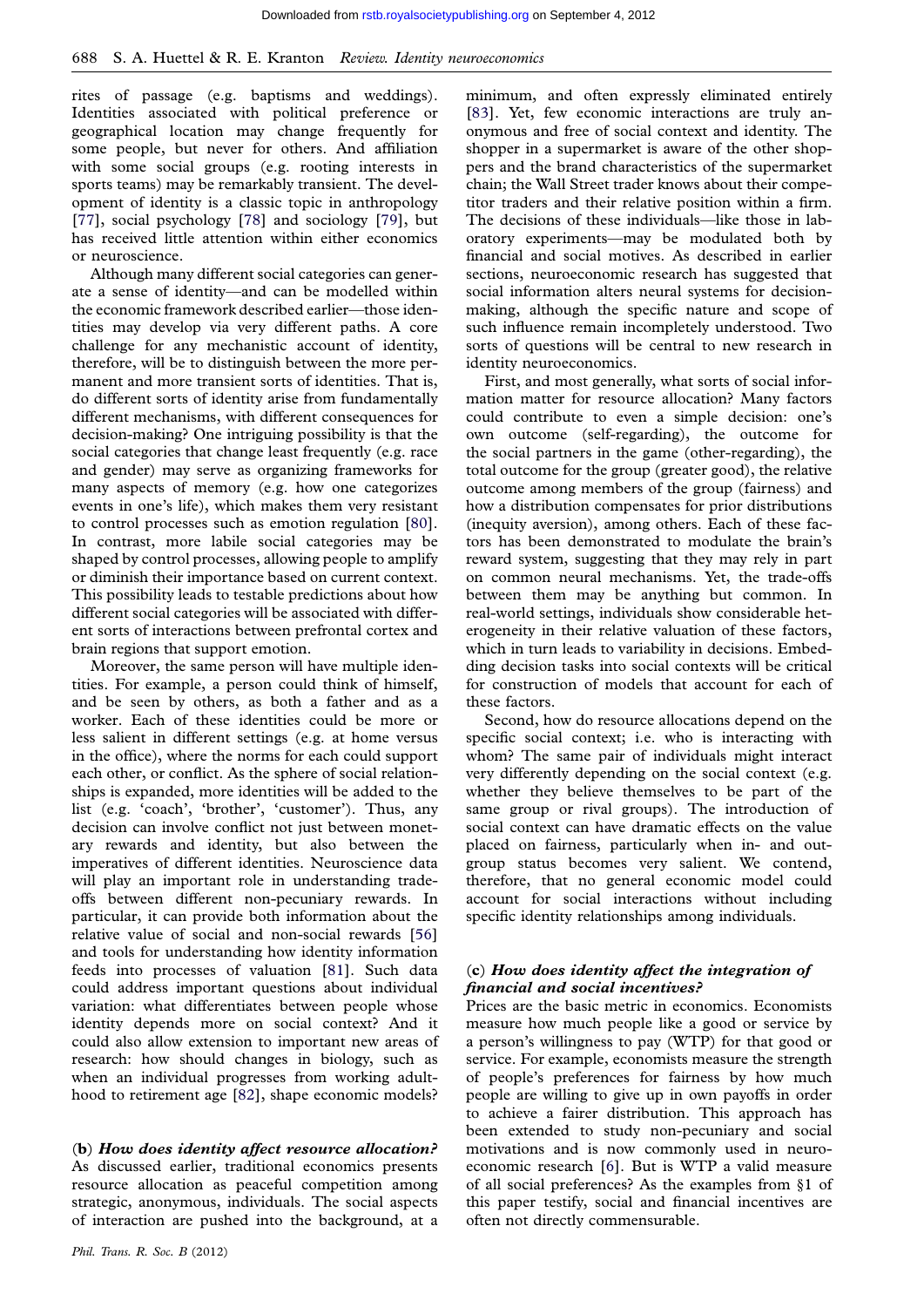rites of passage (e.g. baptisms and weddings). Identities associated with political preference or geographical location may change frequently for some people, but never for others. And affiliation with some social groups (e.g. rooting interests in sports teams) may be remarkably transient. The development of identity is a classic topic in anthropology [77], social psychology [78] and sociology [79], but has received little attention within either economics or neuroscience.

Although many different social categories can generate a sense of identity—and can be modelled within the economic framework described earlier—those identities may develop via very different paths. A core challenge for any mechanistic account of identity, therefore, will be to distinguish between the more permanent and more transient sorts of identities. That is, do different sorts of identity arise from fundamentally different mechanisms, with different consequences for decision-making? One intriguing possibility is that the social categories that change least frequently (e.g. race and gender) may serve as organizing frameworks for many aspects of memory (e.g. how one categorizes events in one's life), which makes them very resistant to control processes such as emotion regulation [80]. In contrast, more labile social categories may be shaped by control processes, allowing people to amplify or diminish their importance based on current context. This possibility leads to testable predictions about how different social categories will be associated with different sorts of interactions between prefrontal cortex and brain regions that support emotion.

Moreover, the same person will have multiple identities. For example, a person could think of himself, and be seen by others, as both a father and as a worker. Each of these identities could be more or less salient in different settings (e.g. at home versus in the office), where the norms for each could support each other, or conflict. As the sphere of social relationships is expanded, more identities will be added to the list (e.g. 'coach', 'brother', 'customer'). Thus, any decision can involve conflict not just between monetary rewards and identity, but also between the imperatives of different identities. Neuroscience data will play an important role in understanding trade-offs between different non-pecuniary rewards. In particular, it can provide both information about the relative value of social and non-social rewards [56] and tools for understanding how identity information feeds into processes of valuation [81]. Such data could address important questions about individual variation: what differentiates between people whose identity depends more on social context? And it could also allow extension to important new areas of research: how should changes in biology, such as when an individual progresses from working adulthood to retirement age [82], shape economic models?

### (b) *How does identity affect resource allocation?*

As discussed earlier, traditional economics presents resource allocation as peaceful competition among strategic, anonymous, individuals. The social aspects of interaction are pushed into the background, at a minimum, and often expressly eliminated entirely [83]. Yet, few economic interactions are truly anonymous and free of social context and identity. The shopper in a supermarket is aware of the other shoppers and the brand characteristics of the supermarket chain; the Wall Street trader knows about their competitor traders and their relative position within a firm. The decisions of these individuals—like those in laboratory experiments—may be modulated both by financial and social motives. As described in earlier sections, neuroeconomic research has suggested that social information alters neural systems for decision-making, although the specific nature and scope of such influence remain incompletely understood. Two sorts of questions will be central to new research in identity neuroeconomics.

First, and most generally, what sorts of social information matter for resource allocation? Many factors could contribute to even a simple decision: one's own outcome (self-regarding), the outcome for the social partners in the game (other-regarding), the total outcome for the group (greater good), the relative outcome among members of the group (fairness) and how a distribution compensates for prior distributions (inequity aversion), among others. Each of these factors has been demonstrated to modulate the brain's reward system, suggesting that they may rely in part on common neural mechanisms. Yet, the trade-offs between them may be anything but common. In real-world settings, individuals show considerable heterogeneity in their relative valuation of these factors, which in turn leads to variability in decisions. Embedding decision tasks into social contexts will be critical for construction of models that account for each of these factors.

Second, how do resource allocations depend on the specific social context; i.e. who is interacting with whom? The same pair of individuals might interact very differently depending on the social context (e.g. whether they believe themselves to be part of the same group or rival groups). The introduction of social context can have dramatic effects on the value placed on fairness, particularly when in- and out-group status becomes very salient. We contend, therefore, that no general economic model could account for social interactions without including specific identity relationships among individuals.

### (c) *How does identity affect the integration of financial and social incentives?*

Prices are the basic metric in economics. Economists measure how much people like a good or service by a person's willingness to pay (WTP) for that good or service. For example, economists measure the strength of people's preferences for fairness by how much people are willing to give up in own payoffs in order to achieve a fairer distribution. This approach has been extended to study non-pecuniary and social motivations and is now commonly used in neuroeconomic research [6]. But is WTP a valid measure of all social preferences? As the examples from §1 of this paper testify, social and financial incentives are often not directly commensurable.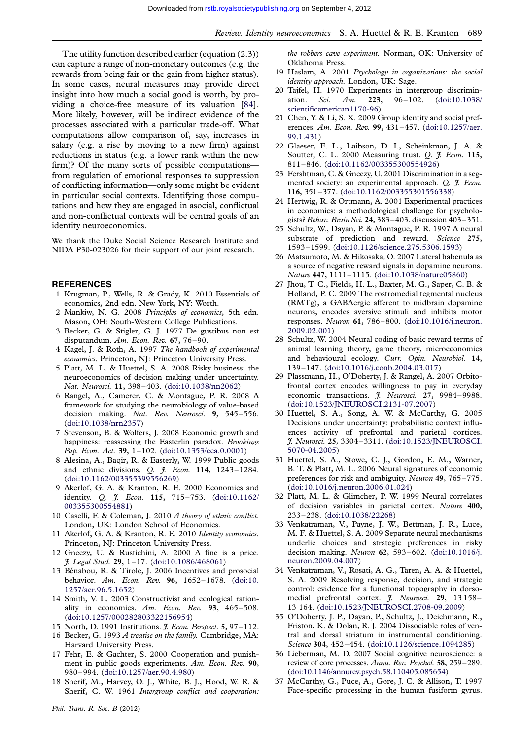The utility function described earlier (equation (2.3)) can capture a range of non-monetary outcomes (e.g. the rewards from being fair or the gain from higher status). In some cases, neural measures may provide direct insight into how much a social good is worth, by providing a choice-free measure of its valuation [84]. More likely, however, will be indirect evidence of the processes associated with a particular trade-off. What computations allow comparison of, say, increases in salary (e.g. a rise by moving to a new firm) against reductions in status (e.g. a lower rank within the new firm)? Of the many sorts of possible computations—from regulation of emotional responses to suppression of conflicting information—only some might be evident in particular social contexts. Identifying those computations and how they are engaged in asocial, conflictual and non-conflictual contexts will be central goals of an identity neuroeconomics.

We thank the Duke Social Science Research Institute and NIDA P30-023026 for their support of our joint research.

## REFERENCES

1 Krugman, P., Wells, R. & Grady, K. 2010 Essentials of economics, 2nd edn. New York, NY: Worth.

2 Mankiw, N. G. 2008 *Principles of economics,* 5th edn. Mason, OH: South-Western College Publications.

3 Becker, G. & Stigler, G. J. 1977 De gustibus non est disputandum. *Am. Econ. Rev.* **67**, 76–90.

4 Kagel, J. & Roth, A. 1997 *The handbook of experimental economics*. Princeton, NJ: Princeton University Press.

5 Platt, M. L. & Huettel, S. A. 2008 Risky business: the neuroeconomics of decision making under uncertainty. *Nat. Neurosci.* **11**, 398–403. (doi:10.1038/nn2062)

6 Rangel, A., Camerer, C. & Montague, P. R. 2008 A framework for studying the neurobiology of value-based decision making. *Nat. Rev. Neurosci.* **9**, 545–556. (doi:10.1038/nrn2357)

7 Stevenson, B. & Wolfers, J. 2008 Economic growth and happiness: reassessing the Easterlin paradox. *Brookings Pap. Econ. Act.* **39**, 1–102. (doi:10.1353/eca.0.0001)

8 Alesina, A., Baqir, R. & Easterly, W. 1999 Public goods and ethnic divisions. *Q. J. Econ.* **114**, 1243–1284. (doi:10.1162/003355399556269)

9 Akerlof, G. A. & Kranton, R. E. 2000 Economics and identity. *Q. J. Econ.* **115**, 715–753. (doi:10.1162/003355300554881)

10 Caselli, F. & Coleman, J. 2010 *A theory of ethnic conflict*. London, UK: London School of Economics.

11 Akerlof, G. A. & Kranton, R. E. 2010 *Identity economics.* Princeton, NJ: Princeton University Press.

12 Gneezy, U. & Rustichini, A. 2000 A fine is a price. *J. Legal Stud.* **29**, 1–17. (doi:10.1086/468061)

13 Bénabou, R. & Tirole, J. 2006 Incentives and prosocial behavior. *Am. Econ. Rev.* **96**, 1652–1678. (doi:10.1257/aer.96.5.1652)

14 Smith, V. L. 2003 Constructivist and ecological rationality in economics. *Am. Econ. Rev.* **93**, 465–508. (doi:10.1257/000282803322156954)

15 North, D. 1991 Institutions. *J. Econ. Perspect.* **5**, 97–112.

16 Becker, G. 1993 *A treatise on the family.* Cambridge, MA: Harvard University Press.

17 Fehr, E. & Gachter, S. 2000 Cooperation and punishment in public goods experiments. *Am. Econ. Rev.* **90**, 980–994. (doi:10.1257/aer.90.4.980)

18 Sherif, M., Harvey, O. J., White, B. J., Hood, W. R. & Sherif, C. W. 1961 *Intergroup conflict and cooperation: the robbers cave experiment*. Norman, OK: University of Oklahoma Press.

19 Haslam, A. 2001 *Psychology in organizations: the social identity approach*. London, UK: Sage.

20 Tajfel, H. 1970 Experiments in intergroup discrimination. *Sci. Am.* **223**, 96–102. (doi:10.1038/scientificamerican1170-96)

21 Chen, Y. & Li, S. X. 2009 Group identity and social preferences. *Am. Econ. Rev.* **99**, 431–457. (doi:10.1257/aer.99.1.431)

22 Glaeser, E. L., Laibson, D. I., Scheinkman, J. A. & Soutter, C. L. 2000 Measuring trust. *Q. J. Econ.* **115**, 811–846. (doi:10.1162/003355300554926)

23 Fershtman, C. & Gneezy, U. 2001 Discrimination in a segmented society: an experimental approach. *Q. J. Econ.* **116**, 351–377. (doi:10.1162/003355301556338)

24 Hertwig, R. & Ortmann, A. 2001 Experimental practices in economics: a methodological challenge for psychologists? *Behav. Brain Sci.* **24**, 383–403. discussion 403–351.

25 Schultz, W., Dayan, P. & Montague, P. R. 1997 A neural substrate of prediction and reward. *Science* **275**, 1593–1599. (doi:10.1126/science.275.5306.1593)

26 Matsumoto, M. & Hikosaka, O. 2007 Lateral habenula as a source of negative reward signals in dopamine neurons. *Nature* **447**, 1111–1115. (doi:10.1038/nature05860)

27 Jhou, T. C., Fields, H. L., Baxter, M. G., Saper, C. B. & Holland, P. C. 2009 The rostromedial tegmental nucleus (RMTg), a GABAergic afferent to midbrain dopamine neurons, encodes aversive stimuli and inhibits motor responses. *Neuron* **61**, 786–800. (doi:10.1016/j.neuron.2009.02.001)

28 Schultz, W. 2004 Neural coding of basic reward terms of animal learning theory, game theory, microeconomics and behavioural ecology. *Curr. Opin. Neurobiol.* **14**, 139–147. (doi:10.1016/j.conb.2004.03.017)

29 Plassmann, H., O'Doherty, J. & Rangel, A. 2007 Orbitofrontal cortex encodes willingness to pay in everyday economic transactions. *J. Neurosci.* **27**, 9984–9988. (doi:10.1523/JNEUROSCI.2131-07.2007)

30 Huettel, S. A., Song, A. W. & McCarthy, G. 2005 Decisions under uncertainty: probabilistic context influences activity of prefrontal and parietal cortices. *J. Neurosci.* **25**, 3304–3311. (doi:10.1523/JNEUROSCI.5070-04.2005)

31 Huettel, S. A., Stowe, C. J., Gordon, E. M., Warner, B. T. & Platt, M. L. 2006 Neural signatures of economic preferences for risk and ambiguity. *Neuron* **49**, 765–775. (doi:10.1016/j.neuron.2006.01.024)

32 Platt, M. L. & Glimcher, P. W. 1999 Neural correlates of decision variables in parietal cortex. *Nature* **400**, 233–238. (doi:10.1038/22268)

33 Venkatraman, V., Payne, J. W., Bettman, J. R., Luce, M. F. & Huettel, S. A. 2009 Separate neural mechanisms underlie choices and strategic preferences in risky decision making. *Neuron* **62**, 593–602. (doi:10.1016/j.neuron.2009.04.007)

34 Venkatraman, V., Rosati, A. G., Taren, A. A. & Huettel, S. A. 2009 Resolving response, decision, and strategic control: evidence for a functional topography in dorsomedial prefrontal cortex. *J. Neurosci.* **29**, 13 158–13 164. (doi:10.1523/JNEUROSCI.2708-09.2009)

35 O'Doherty, J. P., Dayan, P., Schultz, J., Deichmann, R., Friston, K. & Dolan, R. J. 2004 Dissociable roles of ventral and dorsal striatum in instrumental conditioning. *Science* **304**, 452–454. (doi:10.1126/science.1094285)

36 Lieberman, M. D. 2007 Social cognitive neuroscience: a review of core processes. *Annu. Rev. Psychol.* **58**, 259–289. (doi:10.1146/annurev.psych.58.110405.085654)

37 McCarthy, G., Puce, A., Gore, J. C. & Allison, T. 1997 Face-specific processing in the human fusiform gyrus.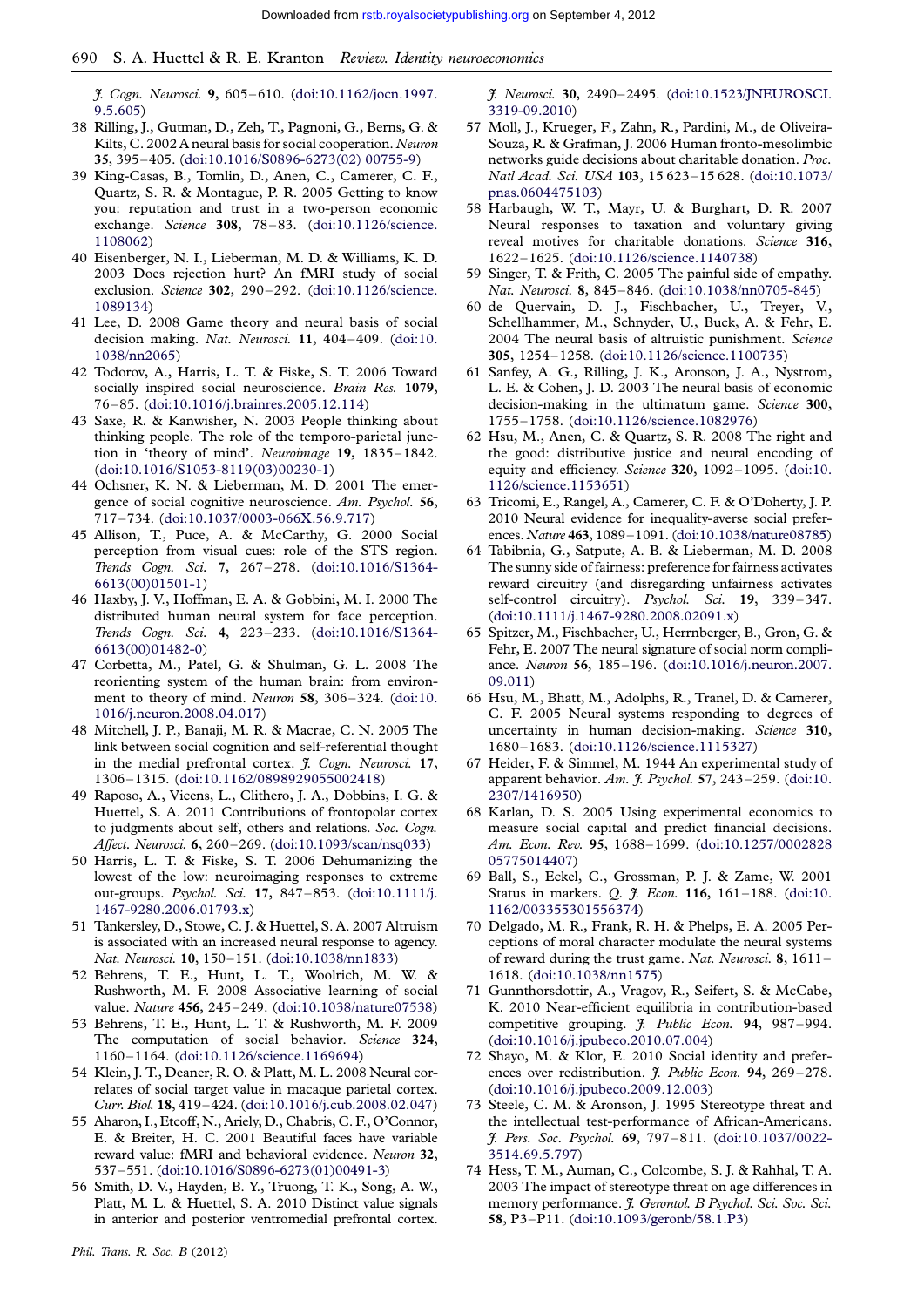*J. Cogn. Neurosci.* **9**, 605–610. (doi:10.1162/jocn.1997.9.5.605)

38 Rilling, J., Gutman, D., Zeh, T., Pagnoni, G., Berns, G. & Kilts, C. 2002 A neural basis for social cooperation. *Neuron* **35**, 395–405. (doi:10.1016/S0896-6273(02) 00755-9)

39 King-Casas, B., Tomlin, D., Anen, C., Camerer, C. F., Quartz, S. R. & Montague, P. R. 2005 Getting to know you: reputation and trust in a two-person economic exchange. *Science* **308**, 78–83. (doi:10.1126/science.1108062)

40 Eisenberger, N. I., Lieberman, M. D. & Williams, K. D. 2003 Does rejection hurt? An fMRI study of social exclusion. *Science* **302**, 290–292. (doi:10.1126/science.1089134)

41 Lee, D. 2008 Game theory and neural basis of social decision making. *Nat. Neurosci.* **11**, 404–409. (doi:10.1038/nn2065)

42 Todorov, A., Harris, L. T. & Fiske, S. T. 2006 Toward socially inspired social neuroscience. *Brain Res.* **1079**, 76–85. (doi:10.1016/j.brainres.2005.12.114)

43 Saxe, R. & Kanwisher, N. 2003 People thinking about thinking people. The role of the temporo-parietal junction in 'theory of mind'. *Neuroimage* **19**, 1835–1842. (doi:10.1016/S1053-8119(03)00230-1)

44 Ochsner, K. N. & Lieberman, M. D. 2001 The emergence of social cognitive neuroscience. *Am. Psychol.* **56**, 717–734. (doi:10.1037/0003-066X.56.9.717)

45 Allison, T., Puce, A. & McCarthy, G. 2000 Social perception from visual cues: role of the STS region. *Trends Cogn. Sci.* **7**, 267–278. (doi:10.1016/S1364-6613(00)01501-1)

46 Haxby, J. V., Hoffman, E. A. & Gobbini, M. I. 2000 The distributed human neural system for face perception. *Trends Cogn. Sci.* **4**, 223–233. (doi:10.1016/S1364-6613(00)01482-0)

47 Corbetta, M., Patel, G. & Shulman, G. L. 2008 The reorienting system of the human brain: from environment to theory of mind. *Neuron* **58**, 306–324. (doi:10.1016/j.neuron.2008.04.017)

48 Mitchell, J. P., Banaji, M. R. & Macrae, C. N. 2005 The link between social cognition and self-referential thought in the medial prefrontal cortex. *J. Cogn. Neurosci.* **17**, 1306–1315. (doi:10.1162/0898929055002418)

49 Raposo, A., Vicens, L., Clithero, J. A., Dobbins, I. G. & Huettel, S. A. 2011 Contributions of frontopolar cortex to judgments about self, others and relations. *Soc. Cogn. Affect. Neurosci.* **6**, 260–269. (doi:10.1093/scan/nsq033)

50 Harris, L. T. & Fiske, S. T. 2006 Dehumanizing the lowest of the low: neuroimaging responses to extreme out-groups. *Psychol. Sci.* **17**, 847–853. (doi:10.1111/j.1467-9280.2006.01793.x)

51 Tankersley, D., Stowe, C. J. & Huettel, S. A. 2007 Altruism is associated with an increased neural response to agency. *Nat. Neurosci.* **10**, 150–151. (doi:10.1038/nn1833)

52 Behrens, T. E., Hunt, L. T., Woolrich, M. W. & Rushworth, M. F. 2008 Associative learning of social value. *Nature* **456**, 245–249. (doi:10.1038/nature07538)

53 Behrens, T. E., Hunt, L. T. & Rushworth, M. F. 2009 The computation of social behavior. *Science* **324**, 1160–1164. (doi:10.1126/science.1169694)

54 Klein, J. T., Deaner, R. O. & Platt, M. L. 2008 Neural correlates of social target value in macaque parietal cortex. *Curr. Biol.* **18**, 419–424. (doi:10.1016/j.cub.2008.02.047)

55 Aharon, I., Etcoff, N., Ariely, D., Chabris, C. F., O'Connor, E. & Breiter, H. C. 2001 Beautiful faces have variable reward value: fMRI and behavioral evidence. *Neuron* **32**, 537–551. (doi:10.1016/S0896-6273(01)00491-3)

56 Smith, D. V., Hayden, B. Y., Truong, T. K., Song, A. W., Platt, M. L. & Huettel, S. A. 2010 Distinct value signals in anterior and posterior ventromedial prefrontal cortex. *J. Neurosci.* **30**, 2490–2495. (doi:10.1523/JNEUROSCI.3319-09.2010)

57 Moll, J., Krueger, F., Zahn, R., Pardini, M., de Oliveira-Souza, R. & Grafman, J. 2006 Human fronto-mesolimbic networks guide decisions about charitable donation. *Proc. Natl Acad. Sci. USA* **103**, 15 623–15 628. (doi:10.1073/pnas.0604475103)

58 Harbaugh, W. T., Mayr, U. & Burghart, D. R. 2007 Neural responses to taxation and voluntary giving reveal motives for charitable donations. *Science* **316**, 1622–1625. (doi:10.1126/science.1140738)

59 Singer, T. & Frith, C. 2005 The painful side of empathy. *Nat. Neurosci.* **8**, 845–846. (doi:10.1038/nn0705-845)

60 de Quervain, D. J., Fischbacher, U., Treyer, V., Schellhammer, M., Schnyder, U., Buck, A. & Fehr, E. 2004 The neural basis of altruistic punishment. *Science* **305**, 1254–1258. (doi:10.1126/science.1100735)

61 Sanfey, A. G., Rilling, J. K., Aronson, J. A., Nystrom, L. E. & Cohen, J. D. 2003 The neural basis of economic decision-making in the ultimatum game. *Science* **300**, 1755–1758. (doi:10.1126/science.1082976)

62 Hsu, M., Anen, C. & Quartz, S. R. 2008 The right and the good: distributive justice and neural encoding of equity and efficiency. *Science* **320**, 1092–1095. (doi:10.1126/science.1153651)

63 Tricomi, E., Rangel, A., Camerer, C. F. & O'Doherty, J. P. 2010 Neural evidence for inequality-averse social preferences. *Nature* **463**, 1089–1091. (doi:10.1038/nature08785)

64 Tabibnia, G., Satpute, A. B. & Lieberman, M. D. 2008 The sunny side of fairness: preference for fairness activates reward circuitry (and disregarding unfairness activates self-control circuitry). *Psychol. Sci.* **19**, 339–347. (doi:10.1111/j.1467-9280.2008.02091.x)

65 Spitzer, M., Fischbacher, U., Herrnberger, B., Gron, G. & Fehr, E. 2007 The neural signature of social norm compliance. *Neuron* **56**, 185–196. (doi:10.1016/j.neuron.2007.09.011)

66 Hsu, M., Bhatt, M., Adolphs, R., Tranel, D. & Camerer, C. F. 2005 Neural systems responding to degrees of uncertainty in human decision-making. *Science* **310**, 1680–1683. (doi:10.1126/science.1115327)

67 Heider, F. & Simmel, M. 1944 An experimental study of apparent behavior. *Am. J. Psychol.* **57**, 243–259. (doi:10.2307/1416950)

68 Karlan, D. S. 2005 Using experimental economics to measure social capital and predict financial decisions. *Am. Econ. Rev.* **95**, 1688–1699. (doi:10.1257/000282805775014407)

69 Ball, S., Eckel, C., Grossman, P. J. & Zame, W. 2001 Status in markets. *Q. J. Econ.* **116**, 161–188. (doi:10.1162/003355301556374)

70 Delgado, M. R., Frank, R. H. & Phelps, E. A. 2005 Perceptions of moral character modulate the neural systems of reward during the trust game. *Nat. Neurosci.* **8**, 1611–1618. (doi:10.1038/nn1575)

71 Gunnthorsdottir, A., Vragov, R., Seifert, S. & McCabe, K. 2010 Near-efficient equilibria in contribution-based competitive grouping. *J. Public Econ.* **94**, 987–994. (doi:10.1016/j.jpubeco.2010.07.004)

72 Shayo, M. & Klor, E. 2010 Social identity and preferences over redistribution. *J. Public Econ.* **94**, 269–278. (doi:10.1016/j.jpubeco.2009.12.003)

73 Steele, C. M. & Aronson, J. 1995 Stereotype threat and the intellectual test-performance of African-Americans. *J. Pers. Soc. Psychol.* **69**, 797–811. (doi:10.1037/0022-3514.69.5.797)

74 Hess, T. M., Auman, C., Colcombe, S. J. & Rahhal, T. A. 2003 The impact of stereotype threat on age differences in memory performance. *J. Gerontol. B Psychol. Sci. Soc. Sci.* **58**, P3–P11. (doi:10.1093/geronb/58.1.P3)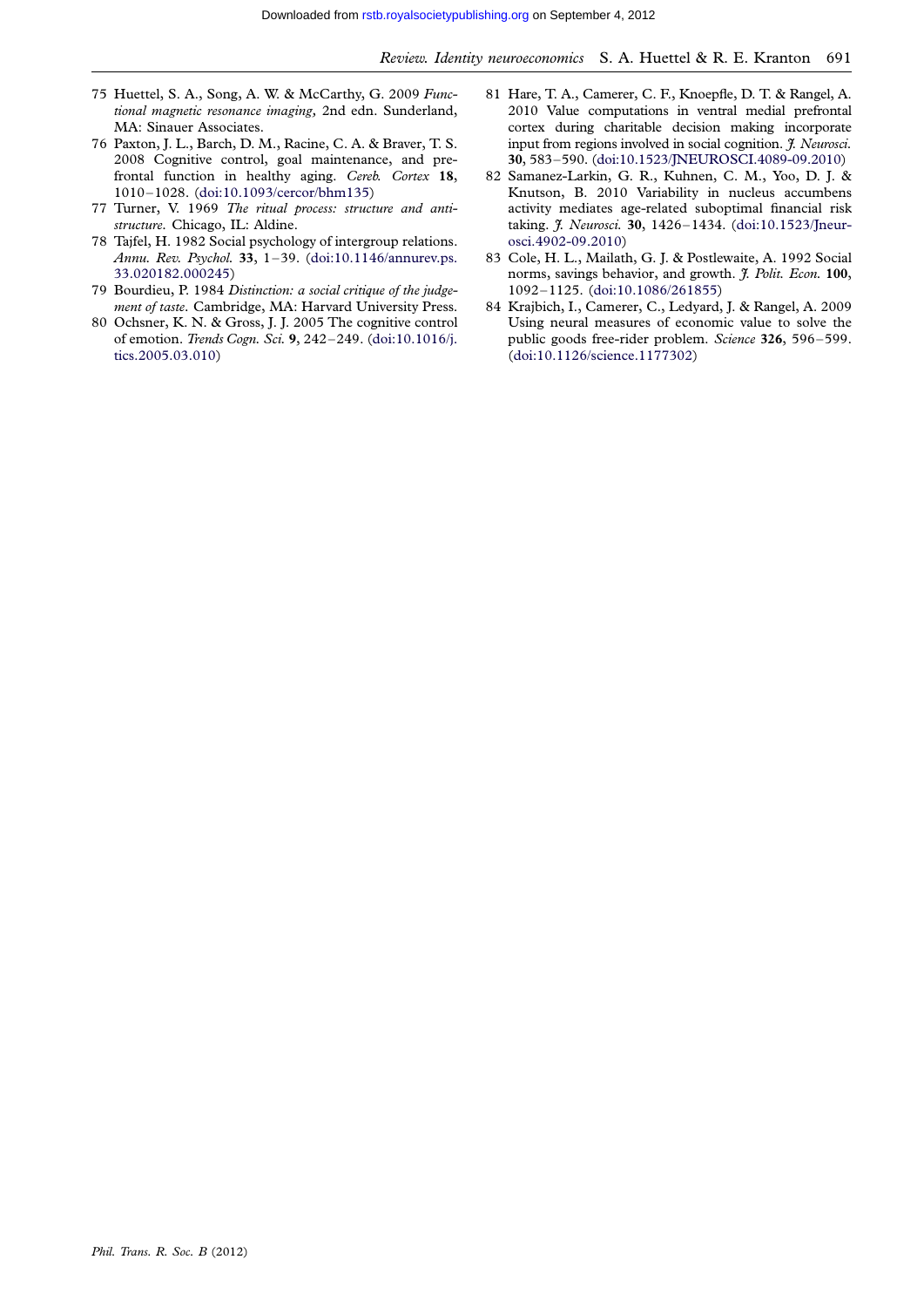75 Huettel, S. A., Song, A. W. & McCarthy, G. 2009 *Functional magnetic resonance imaging*, 2nd edn. Sunderland, MA: Sinauer Associates.

76 Paxton, J. L., Barch, D. M., Racine, C. A. & Braver, T. S. 2008 Cognitive control, goal maintenance, and prefrontal function in healthy aging. *Cereb. Cortex* **18**, 1010–1028. (doi:10.1093/cercor/bhm135)

77 Turner, V. 1969 *The ritual process: structure and anti-structure*. Chicago, IL: Aldine.

78 Tajfel, H. 1982 Social psychology of intergroup relations. *Annu. Rev. Psychol.* **33**, 1–39. (doi:10.1146/annurev.ps.33.020182.000245)

79 Bourdieu, P. 1984 *Distinction: a social critique of the judgement of taste*. Cambridge, MA: Harvard University Press.

80 Ochsner, K. N. & Gross, J. J. 2005 The cognitive control of emotion. *Trends Cogn. Sci.* **9**, 242–249. (doi:10.1016/j.tics.2005.03.010)

81 Hare, T. A., Camerer, C. F., Knoepfle, D. T. & Rangel, A. 2010 Value computations in ventral medial prefrontal cortex during charitable decision making incorporate input from regions involved in social cognition. *J. Neurosci.* **30**, 583–590. (doi:10.1523/JNEUROSCI.4089-09.2010)

82 Samanez-Larkin, G. R., Kuhnen, C. M., Yoo, D. J. & Knutson, B. 2010 Variability in nucleus accumbens activity mediates age-related suboptimal financial risk taking. *J. Neurosci.* **30**, 1426–1434. (doi:10.1523/Jneurosci.4902-09.2010)

83 Cole, H. L., Mailath, G. J. & Postlewaite, A. 1992 Social norms, savings behavior, and growth. *J. Polit. Econ.* **100**, 1092–1125. (doi:10.1086/261855)

84 Krajbich, I., Camerer, C., Ledyard, J. & Rangel, A. 2009 Using neural measures of economic value to solve the public goods free-rider problem. *Science* **326**, 596–599. (doi:10.1126/science.1177302)